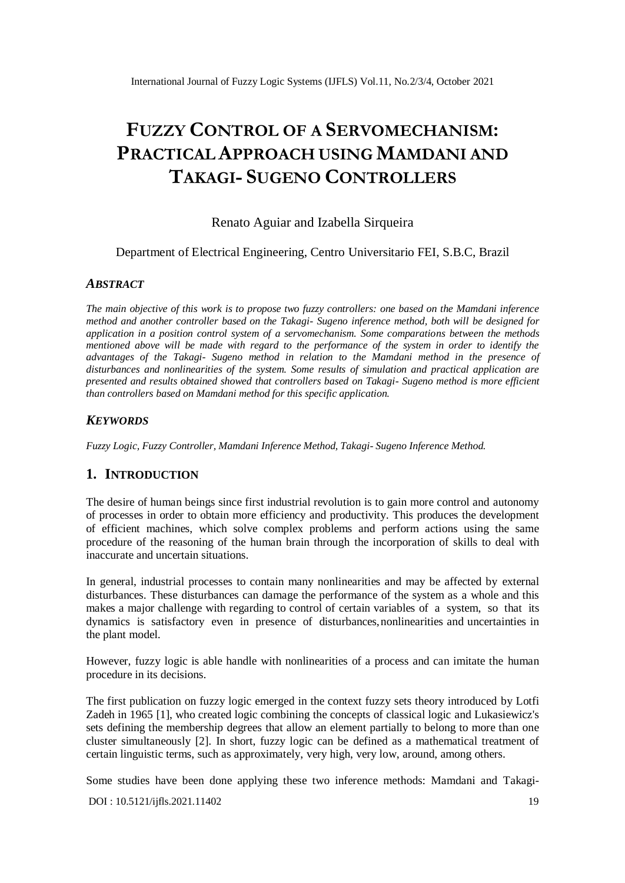# FUZZY CONTROL OF A SERVOMECHANISM: PRACTICAL APPROACH USING MAMDANI AND TAKAGI- SUGENO CONTROLLERS

Renato Aguiar and Izabella Sirqueira

Department of Electrical Engineering, Centro Universitario FEI, S.B.C, Brazil

### *ABSTRACT*

*The main objective of this work is to propose two fuzzy controllers: one based on the Mamdani inference method and another controller based on the Takagi- Sugeno inference method, both will be designed for application in a position control system of a servomechanism. Some comparations between the methods mentioned above will be made with regard to the performance of the system in order to identify the advantages of the Takagi- Sugeno method in relation to the Mamdani method in the presence of disturbances and nonlinearities of the system. Some results of simulation and practical application are presented and results obtained showed that controllers based on Takagi- Sugeno method is more efficient than controllers based on Mamdani method for this specific application.*

### *KEYWORDS*

*Fuzzy Logic, Fuzzy Controller, Mamdani Inference Method, Takagi- Sugeno Inference Method.*

## 1. INTRODUCTION

The desire of human beings since first industrial revolution is to gain more control and autonomy of processes in order to obtain more efficiency and productivity. This produces the development of efficient machines, which solve complex problems and perform actions using the same procedure of the reasoning of the human brain through the incorporation of skills to deal with inaccurate and uncertain situations.

In general, industrial processes to contain many nonlinearities and may be affected by external disturbances. These disturbances can damage the performance of the system as a whole and this makes a major challenge with regarding to control of certain variables of a system, so that its dynamics is satisfactory even in presence of disturbances, nonlinearities and uncertainties in the plant model.

However, fuzzy logic is able handle with nonlinearities of a process and can imitate the human procedure in its decisions.

The first publication on fuzzy logic emerged in the context fuzzy sets theory introduced by Lotfi Zadeh in 1965 [1], who created logic combining the concepts of classical logic and Lukasiewicz's sets defining the membership degrees that allow an element partially to belong to more than one cluster simultaneously [2]. In short, fuzzy logic can be defined as a mathematical treatment of certain linguistic terms, such as approximately, very high, very low, around, among others.

Some studies have been done applying these two inference methods: Mamdani and Takagi-

DOI : 10.5121/ijfls.2021.11402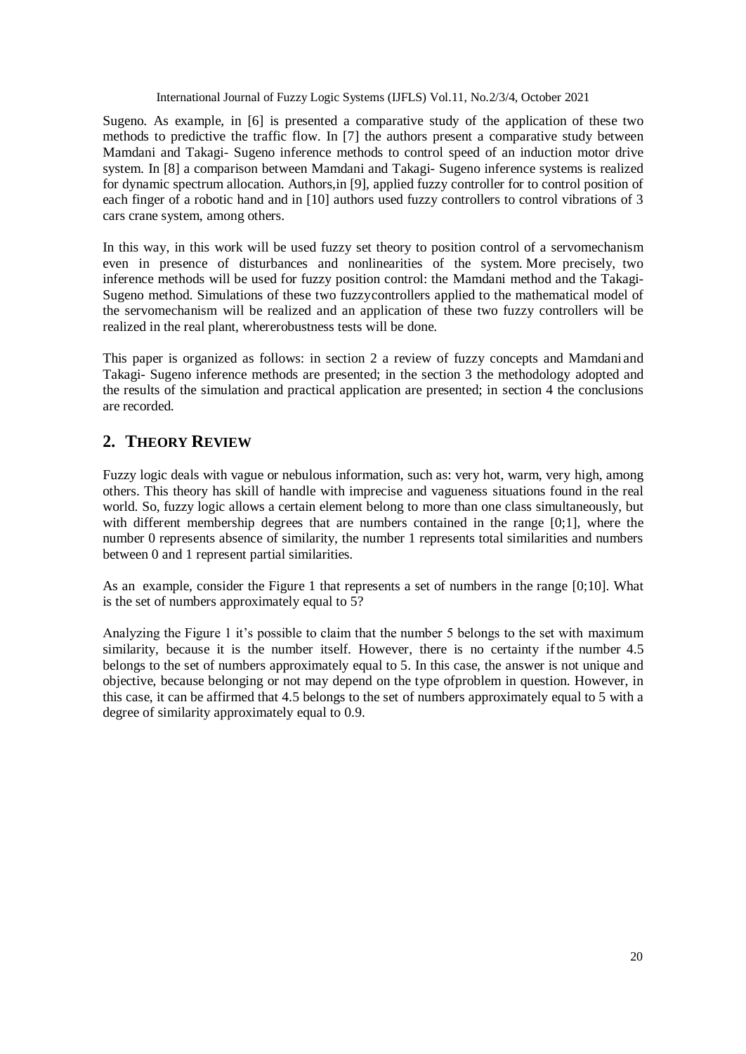Sugeno. As example, in [6] is presented a comparative study of the application of these two methods to predictive the traffic flow. In [7] the authors present a comparative study between Mamdani and Takagi- Sugeno inference methods to control speed of an induction motor drive system. In [8] a comparison between Mamdani and Takagi- Sugeno inference systems is realized for dynamic spectrum allocation. Authors,in [9], applied fuzzy controller for to control position of each finger of a robotic hand and in [10] authors used fuzzy controllers to control vibrations of 3 cars crane system, among others.

In this way, in this work will be used fuzzy set theory to position control of a servomechanism even in presence of disturbances and nonlinearities of the system. More precisely, two inference methods will be used for fuzzy position control: the Mamdani method and the Takagi-Sugeno method. Simulations of these two fuzzycontrollers applied to the mathematical model of the servomechanism will be realized and an application of these two fuzzy controllers will be realized in the real plant, whererobustness tests will be done.

This paper is organized as follows: in section 2 a review of fuzzy concepts and Mamdani and Takagi- Sugeno inference methods are presented; in the section 3 the methodology adopted and the results of the simulation and practical application are presented; in section 4 the conclusions are recorded.

## 2. Theory Review

Fuzzy logic deals with vague or nebulous information, such as: very hot, warm, very high, among others. This theory has skill of handle with imprecise and vagueness situations found in the real world. So, fuzzy logic allows a certain element belong to more than one class simultaneously, but with different membership degrees that are numbers contained in the range [0;1], where the number 0 represents absence of similarity, the number 1 represents total similarities and numbers between 0 and 1 represent partial similarities.

As an example, consider the Figure 1 that represents a set of numbers in the range [0;10]. What is the set of numbers approximately equal to 5?

Analyzing the Figure 1 it's possible to claim that the number 5 belongs to the set with maximum similarity, because it is the number itself. However, there is no certainty if the number 4.5 belongs to the set of numbers approximately equal to 5. In this case, the answer is not unique and objective, because belonging or not may depend on the type ofproblem in question. However, in this case, it can be affirmed that 4.5 belongs to the set of numbers approximately equal to 5 with a degree of similarity approximately equal to 0.9.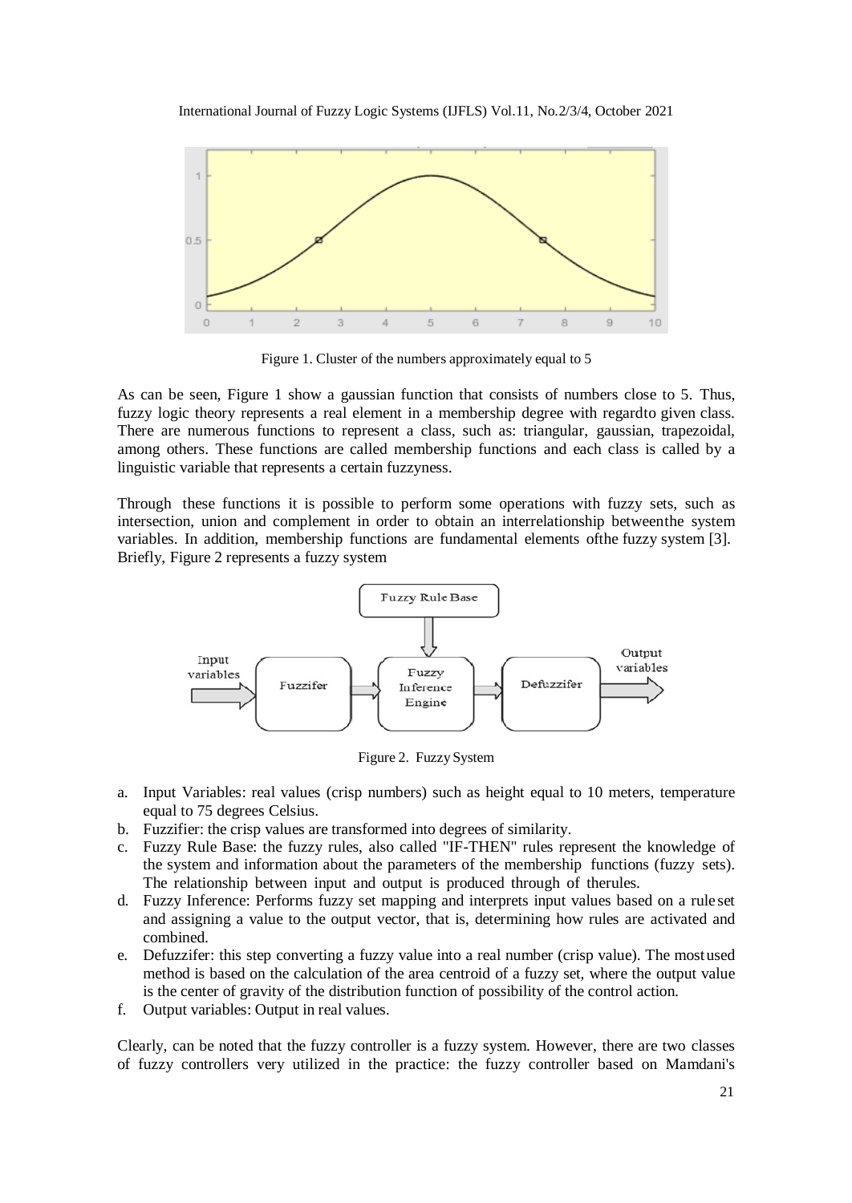Figure 1. Cluster of the numbers approximately equal to 5

As can be seen, Figure 1 show a gaussian function that consists of numbers close to 5. Thus, fuzzy logic theory represents a real element in a membership degree with regardto given class. There are numerous functions to represent a class, such as: triangular, gaussian, trapezoidal, among others. These functions are called membership functions and each class is called by a linguistic variable that represents a certain fuzzyness.

Through these functions it is possible to perform some operations with fuzzy sets, such as intersection, union and complement in order to obtain an interrelationship betweenthe system variables. In addition, membership functions are fundamental elements ofthe fuzzy system [3]. Briefly, Figure 2 represents a fuzzy system

Figure 2. Fuzzy System

a. Input Variables: real values (crisp numbers) such as height equal to 10 meters, temperature equal to 75 degrees Celsius.
b. Fuzzifier: the crisp values are transformed into degrees of similarity.
c. Fuzzy Rule Base: the fuzzy rules, also called "IF-THEN" rules represent the knowledge of the system and information about the parameters of the membership functions (fuzzy sets). The relationship between input and output is produced through of therules.
d. Fuzzy Inference: Performs fuzzy set mapping and interprets input values based on a rule set and assigning a value to the output vector, that is, determining how rules are activated and combined.
e. Defuzzifer: this step converting a fuzzy value into a real number (crisp value). The mostused method is based on the calculation of the area centroid of a fuzzy set, where the output value is the center of gravity of the distribution function of possibility of the control action.
f. Output variables: Output in real values.

Clearly, can be noted that the fuzzy controller is a fuzzy system. However, there are two classes of fuzzy controllers very utilized in the practice: the fuzzy controller based on Mamdani's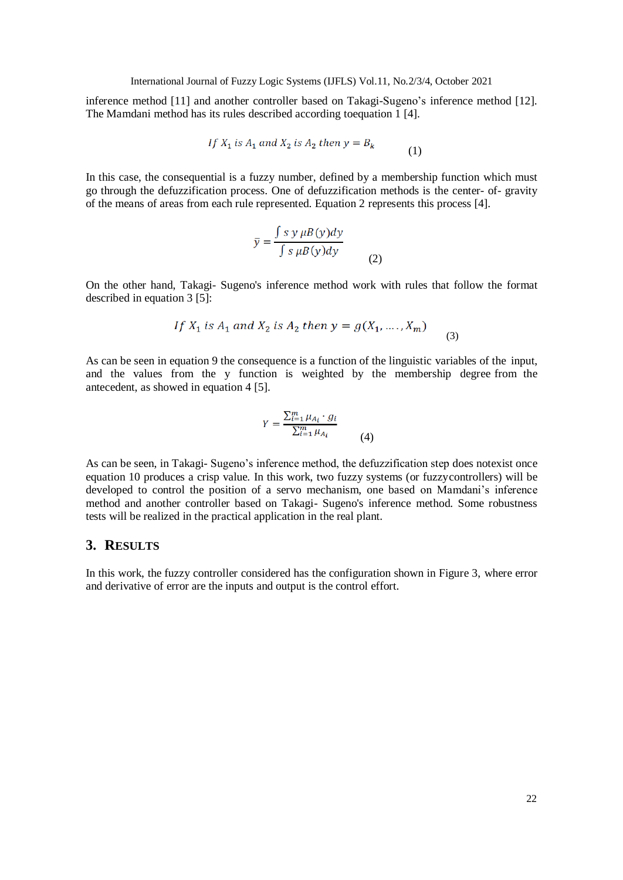inference method [11] and another controller based on Takagi-Sugeno's inference method [12]. The Mamdani method has its rules described according toequation 1 [4].

$$If\ X_1\ is\ A_1\ and\ X_2\ is\ A_2\ then\ y = B_k \tag{1}$$

In this case, the consequential is a fuzzy number, defined by a membership function which must go through the defuzzification process. One of defuzzification methods is the center- of- gravity of the means of areas from each rule represented. Equation 2 represents this process [4].

$$\bar{y} = \frac{\int s\ y\ \mu B(y) dy}{\int s\ \mu B(y) dy} \tag{2}$$

On the other hand, Takagi- Sugeno's inference method work with rules that follow the format described in equation 3 [5]:

$$If\ X_1\ is\ A_1\ and\ X_2\ is\ A_2\ then\ y = g(X_1, \ldots, X_m) \tag{3}$$

As can be seen in equation 9 the consequence is a function of the linguistic variables of the input, and the values from the y function is weighted by the membership degree from the antecedent, as showed in equation 4 [5].

$$Y = \frac{\sum_{i=1}^{m} \mu_{A_i} \cdot g_i}{\sum_{i=1}^{m} \mu_{A_i}} \tag{4}$$

As can be seen, in Takagi- Sugeno's inference method, the defuzzification step does notexist once equation 10 produces a crisp value. In this work, two fuzzy systems (or fuzzycontrollers) will be developed to control the position of a servo mechanism, one based on Mamdani's inference method and another controller based on Takagi- Sugeno's inference method. Some robustness tests will be realized in the practical application in the real plant.

## 3. Results

In this work, the fuzzy controller considered has the configuration shown in Figure 3, where error and derivative of error are the inputs and output is the control effort.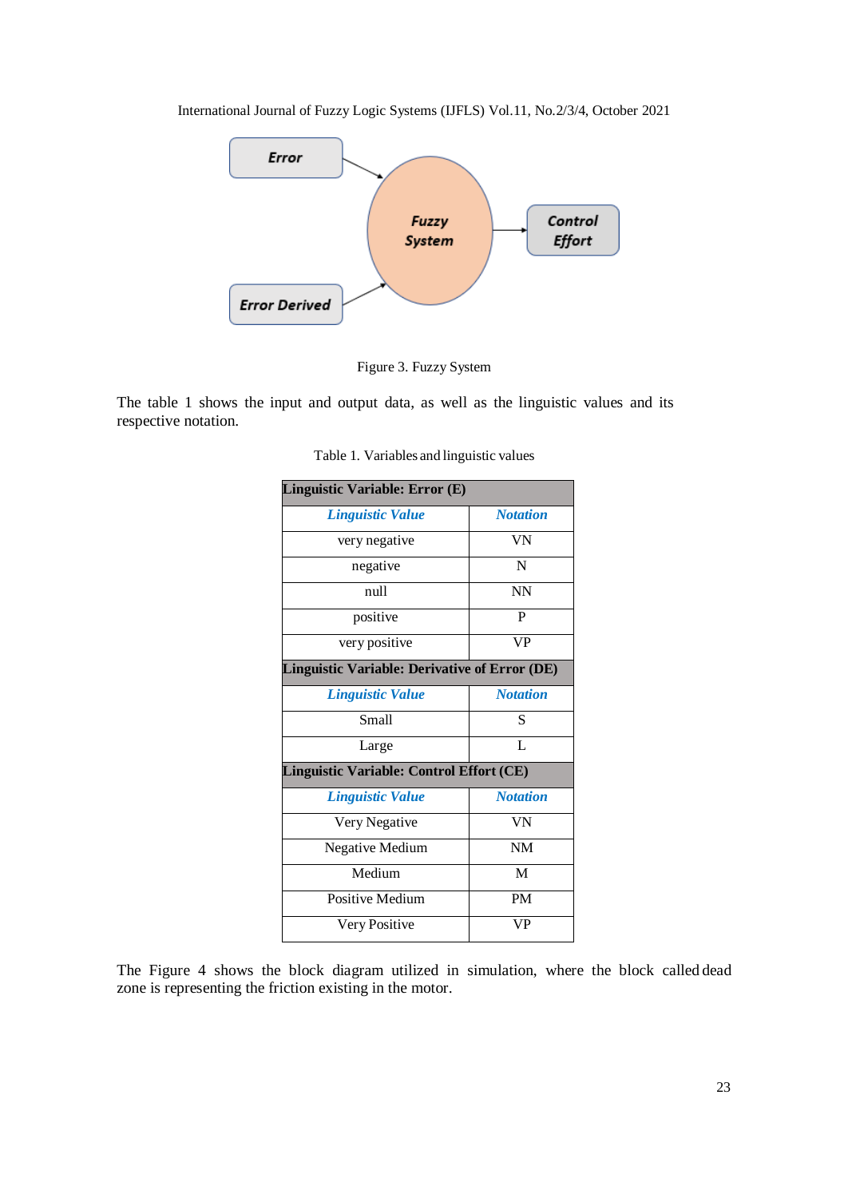Figure 3. Fuzzy System

The table 1 shows the input and output data, as well as the linguistic values and its respective notation.

Table 1. Variables and linguistic values

| **Linguistic Variable: Error (E)** | |
|---|---|
| ***Linguistic Value*** | ***Notation*** |
| very negative | VN |
| negative | N |
| null | NN |
| positive | P |
| very positive | VP |
| **Linguistic Variable: Derivative of Error (DE)** | |
| ***Linguistic Value*** | ***Notation*** |
| Small | S |
| Large | L |
| **Linguistic Variable: Control Effort (CE)** | |
| ***Linguistic Value*** | ***Notation*** |
| Very Negative | VN |
| Negative Medium | NM |
| Medium | M |
| Positive Medium | PM |
| Very Positive | VP |

The Figure 4 shows the block diagram utilized in simulation, where the block called dead zone is representing the friction existing in the motor.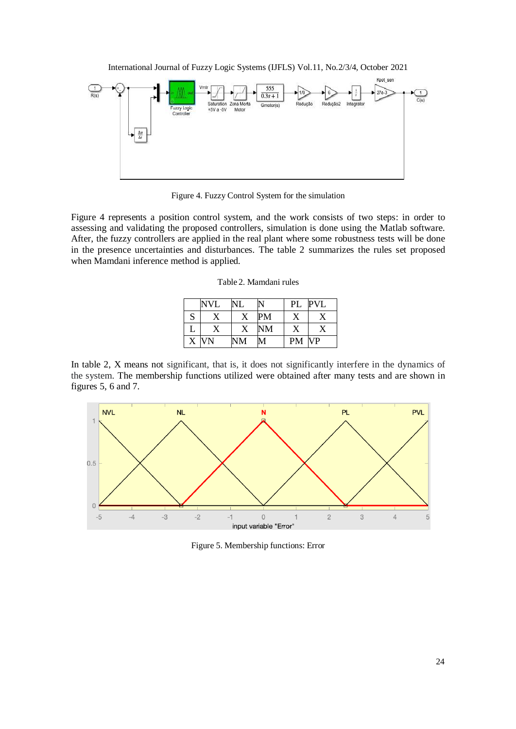Figure 4. Fuzzy Control System for the simulation

Figure 4 represents a position control system, and the work consists of two steps: in order to assessing and validating the proposed controllers, simulation is done using the Matlab software. After, the fuzzy controllers are applied in the real plant where some robustness tests will be done in the presence uncertainties and disturbances. The table 2 summarizes the rules set proposed when Mamdani inference method is applied.

Table 2. Mamdani rules

| | NVL | NL | N | PL | PVL |
|---|---|---|---|---|---|
| S | X | X | PM | X | X |
| L | X | X | NM | X | X |
| X | VN | NM | M | PM | VP |

In table 2, X means not significant, that is, it does not significantly interfere in the dynamics of the system. The membership functions utilized were obtained after many tests and are shown in figures 5, 6 and 7.

Figure 5. Membership functions: Error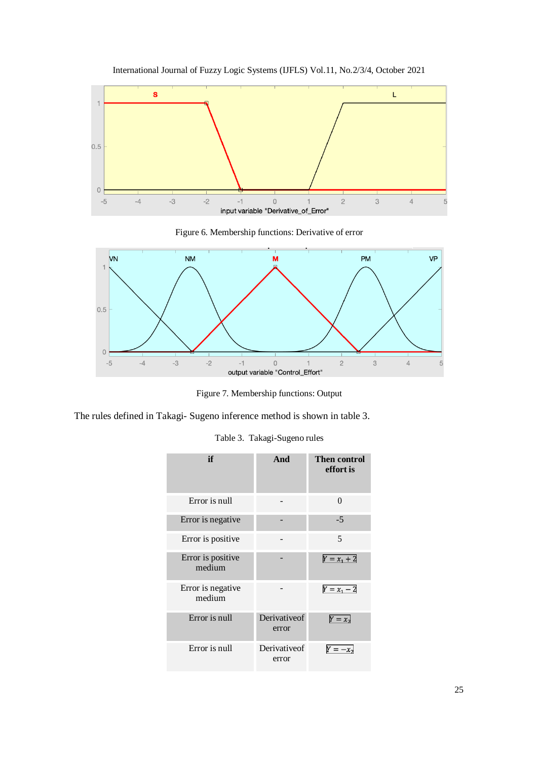Figure 6. Membership functions: Derivative of error

Figure 7. Membership functions: Output

The rules defined in Takagi- Sugeno inference method is shown in table 3.

Table 3. Takagi-Sugeno rules

| if | And | Then control effort is |
|---|---|---|
| Error is null | - | 0 |
| Error is negative | - | -5 |
| Error is positive | - | 5 |
| Error is positive medium | - | $Y = x_1 + 2$ |
| Error is negative medium | - | $Y = x_1 - 2$ |
| Error is null | Derivativeof error | $Y = x_2$ |
| Error is null | Derivativeof error | $Y = -x_2$ |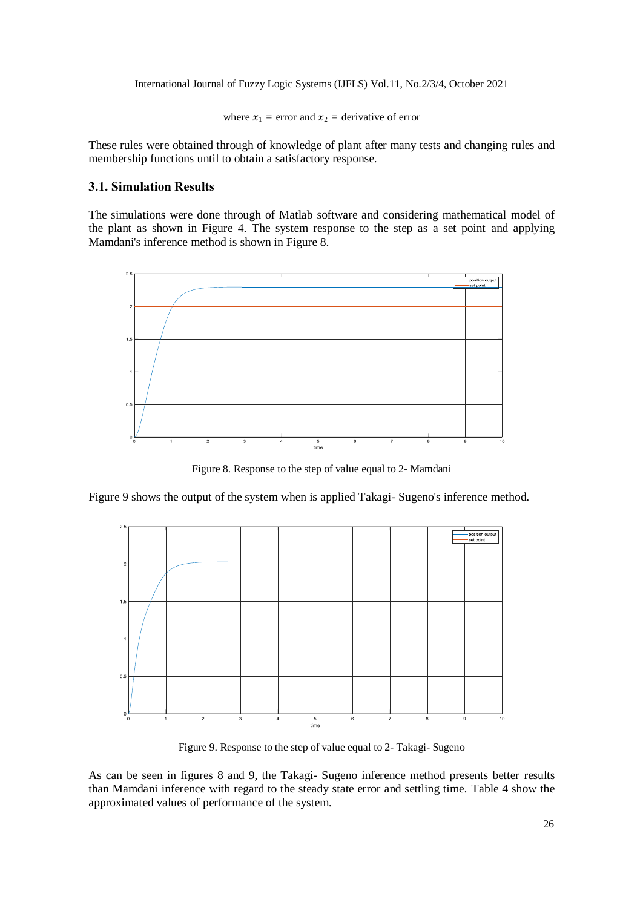where $x_1$ = error and $x_2$ = derivative of error

These rules were obtained through of knowledge of plant after many tests and changing rules and membership functions until to obtain a satisfactory response.

### 3.1. Simulation Results

The simulations were done through of Matlab software and considering mathematical model of the plant as shown in Figure 4. The system response to the step as a set point and applying Mamdani's inference method is shown in Figure 8.

Figure 8. Response to the step of value equal to 2- Mamdani

Figure 9 shows the output of the system when is applied Takagi- Sugeno's inference method.

Figure 9. Response to the step of value equal to 2- Takagi- Sugeno

As can be seen in figures 8 and 9, the Takagi- Sugeno inference method presents better results than Mamdani inference with regard to the steady state error and settling time. Table 4 show the approximated values of performance of the system.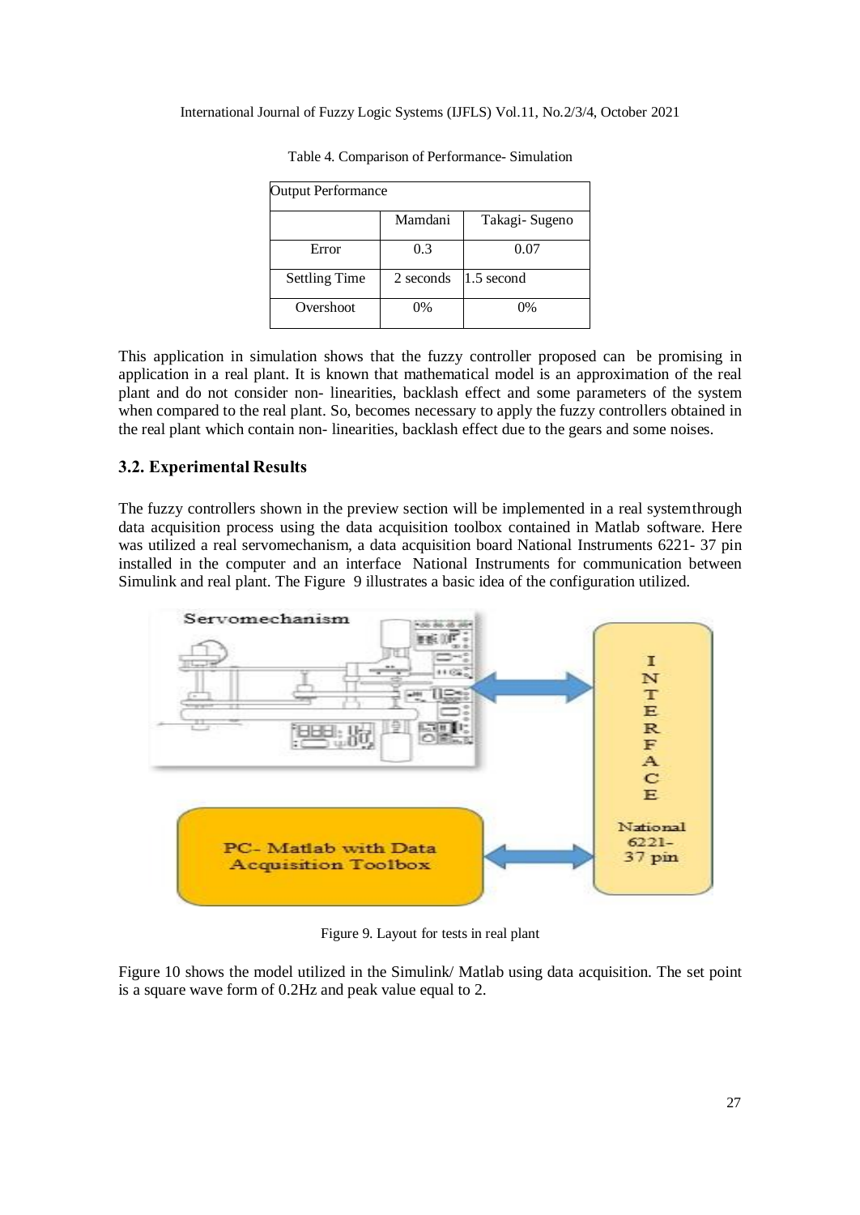Table 4. Comparison of Performance- Simulation

| Output Performance | | |
|---|---|---|
| | Mamdani | Takagi- Sugeno |
| Error | 0.3 | 0.07 |
| Settling Time | 2 seconds | 1.5 second |
| Overshoot | 0% | 0% |

This application in simulation shows that the fuzzy controller proposed can be promising in application in a real plant. It is known that mathematical model is an approximation of the real plant and do not consider non- linearities, backlash effect and some parameters of the system when compared to the real plant. So, becomes necessary to apply the fuzzy controllers obtained in the real plant which contain non- linearities, backlash effect due to the gears and some noises.

### 3.2. Experimental Results

The fuzzy controllers shown in the preview section will be implemented in a real systemthrough data acquisition process using the data acquisition toolbox contained in Matlab software. Here was utilized a real servomechanism, a data acquisition board National Instruments 6221- 37 pin installed in the computer and an interface National Instruments for communication between Simulink and real plant. The Figure 9 illustrates a basic idea of the configuration utilized.

Figure 9. Layout for tests in real plant

Figure 10 shows the model utilized in the Simulink/ Matlab using data acquisition. The set point is a square wave form of 0.2Hz and peak value equal to 2.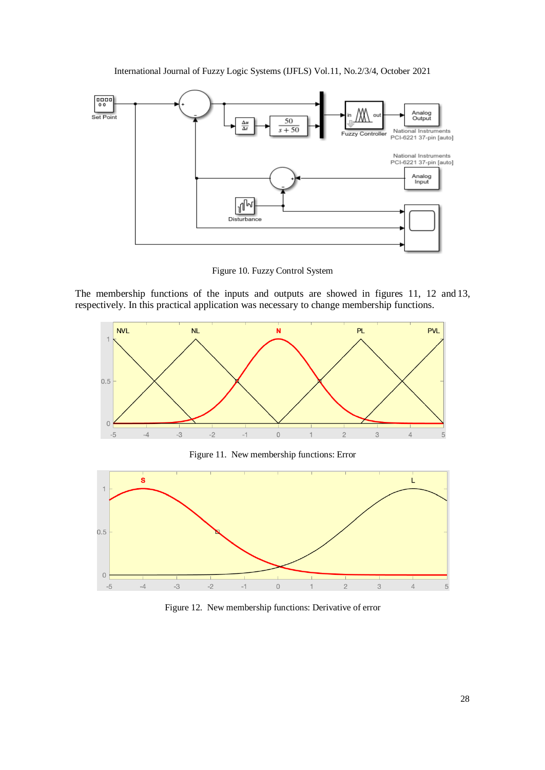Figure 10. Fuzzy Control System

The membership functions of the inputs and outputs are showed in figures 11, 12 and 13, respectively. In this practical application was necessary to change membership functions.

Figure 11. New membership functions: Error

Figure 12. New membership functions: Derivative of error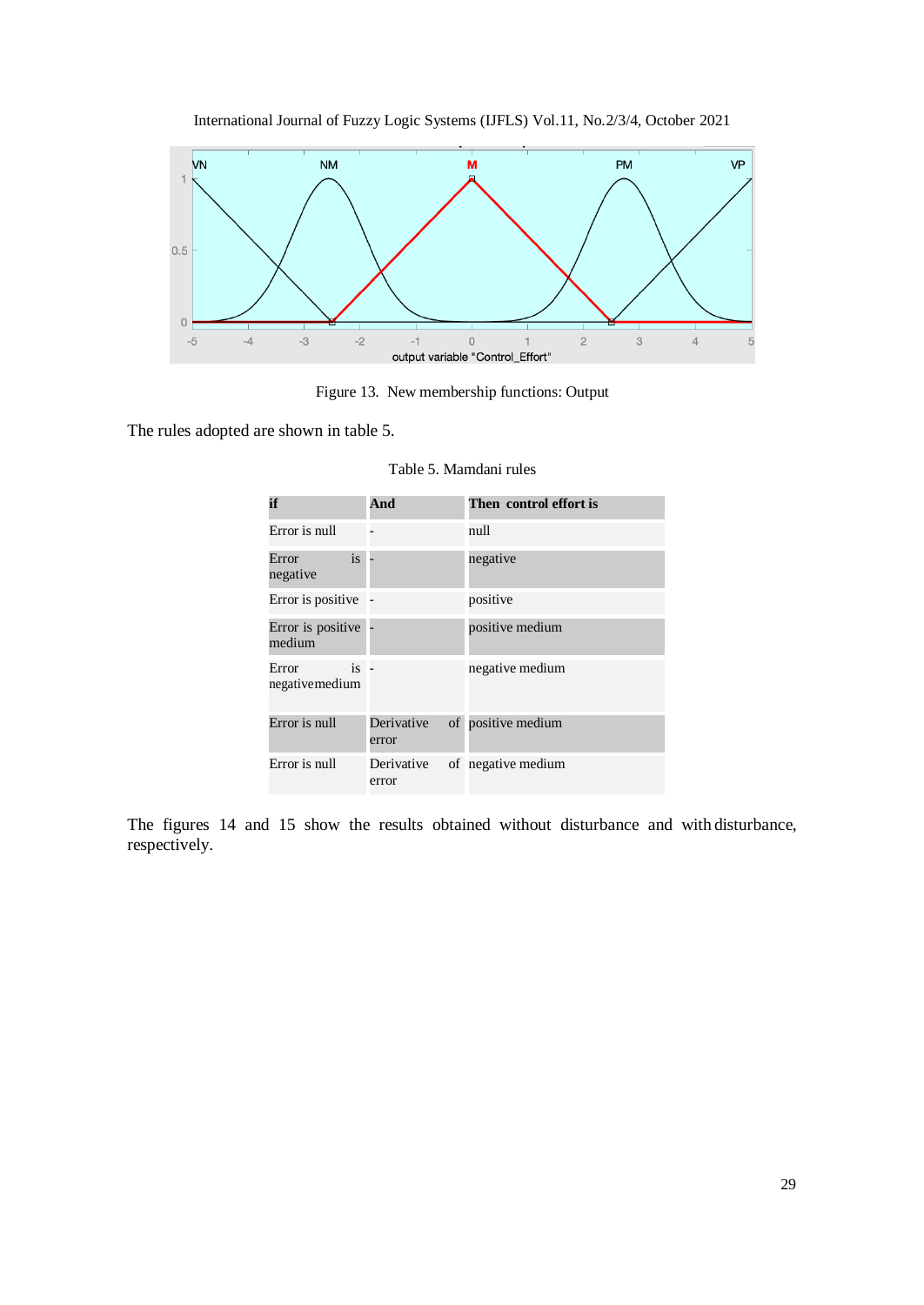Figure 13. New membership functions: Output

The rules adopted are shown in table 5.

Table 5. Mamdani rules

| if | And | Then control effort is |
|---|---|---|
| Error is null | - | null |
| Error is negative | - | negative |
| Error is positive | - | positive |
| Error is positive medium | - | positive medium |
| Error is negativemedium | - | negative medium |
| Error is null | Derivative of error | positive medium |
| Error is null | Derivative of error | negative medium |

The figures 14 and 15 show the results obtained without disturbance and with disturbance, respectively.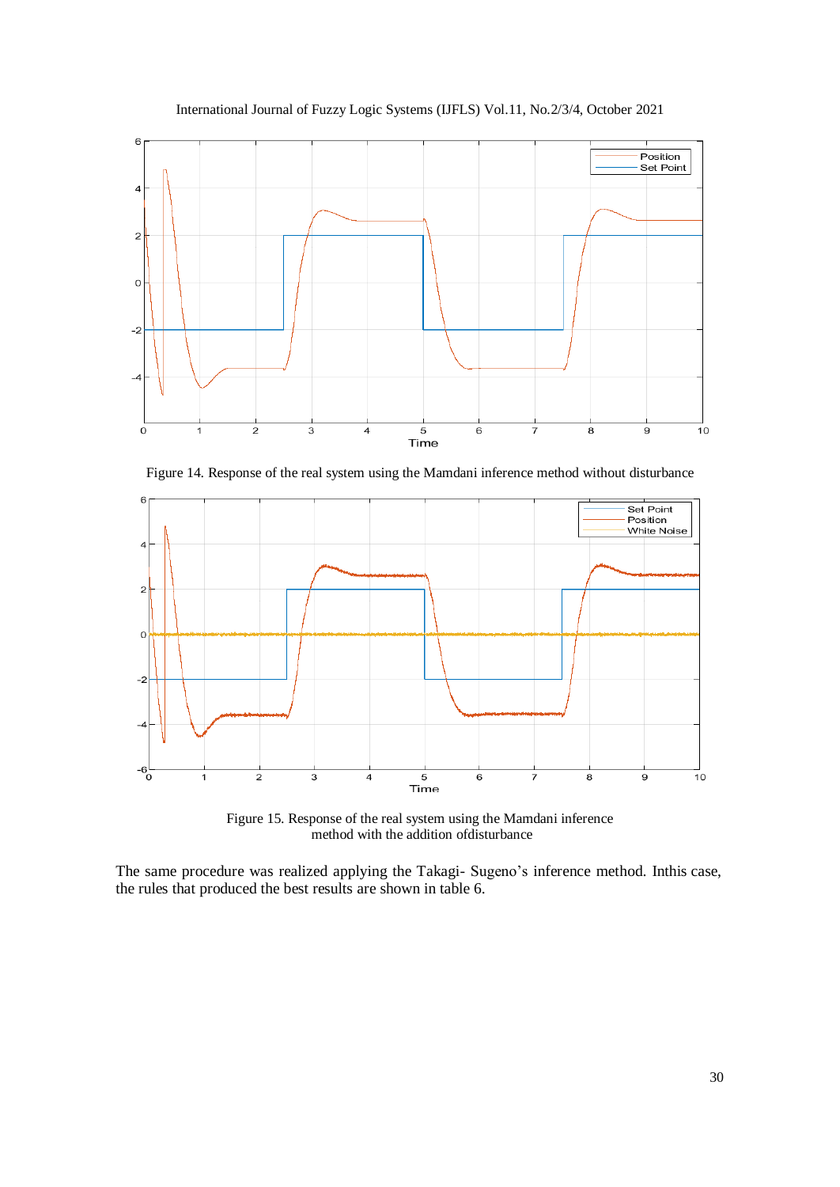Figure 14. Response of the real system using the Mamdani inference method without disturbance

Figure 15. Response of the real system using the Mamdani inference method with the addition ofdisturbance

The same procedure was realized applying the Takagi- Sugeno's inference method. Inthis case, the rules that produced the best results are shown in table 6.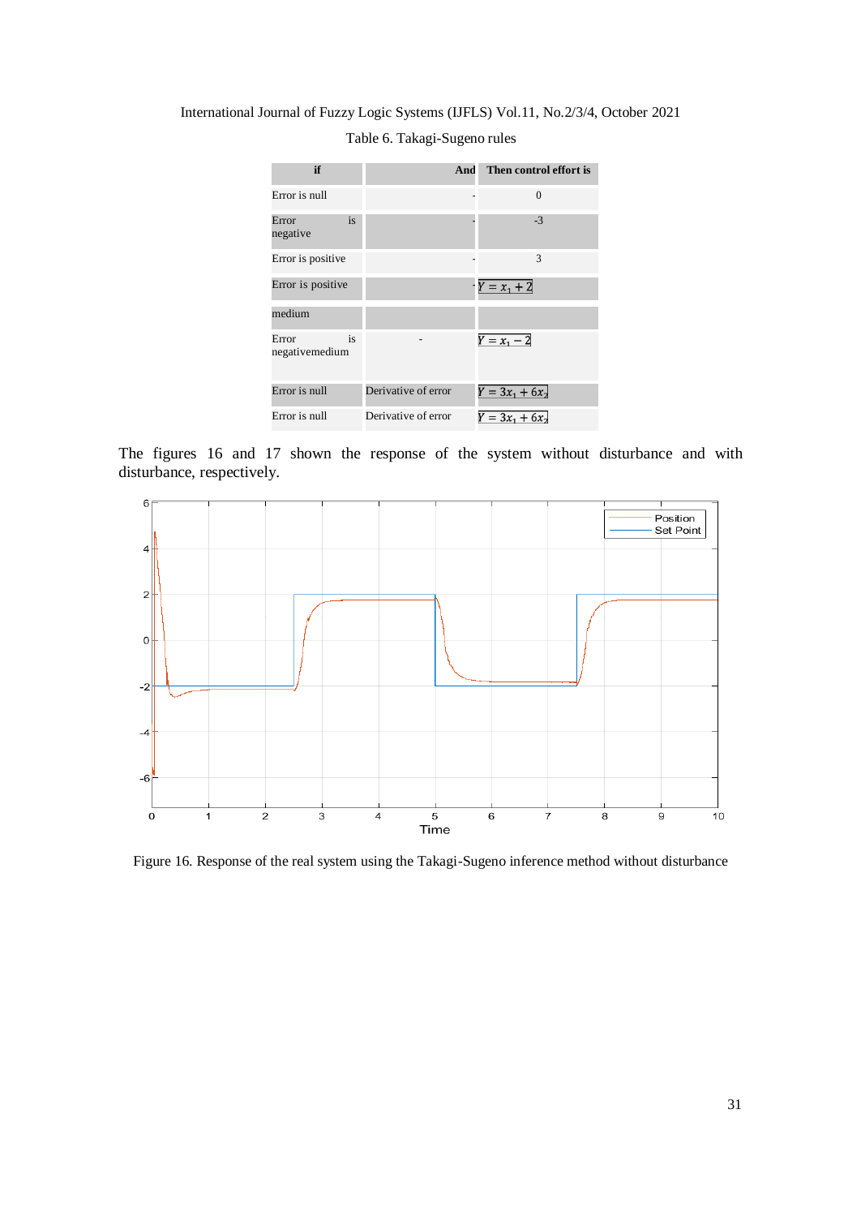Table 6. Takagi-Sugeno rules

| if | And | Then control effort is |
|---|---|---|
| Error is null | - | 0 |
| Error is negative | - | -3 |
| Error is positive | - | 3 |
| Error is positive medium | - | $Y = x_1 + 2$ |
| Error is negativemedium | - | $Y = x_1 - 2$ |
| Error is null | Derivative of error | $Y = 3x_1 + 6x_2$ |
| Error is null | Derivative of error | $Y = 3x_1 + 6x_2$ |

The figures 16 and 17 shown the response of the system without disturbance and with disturbance, respectively.

Figure 16. Response of the real system using the Takagi-Sugeno inference method without disturbance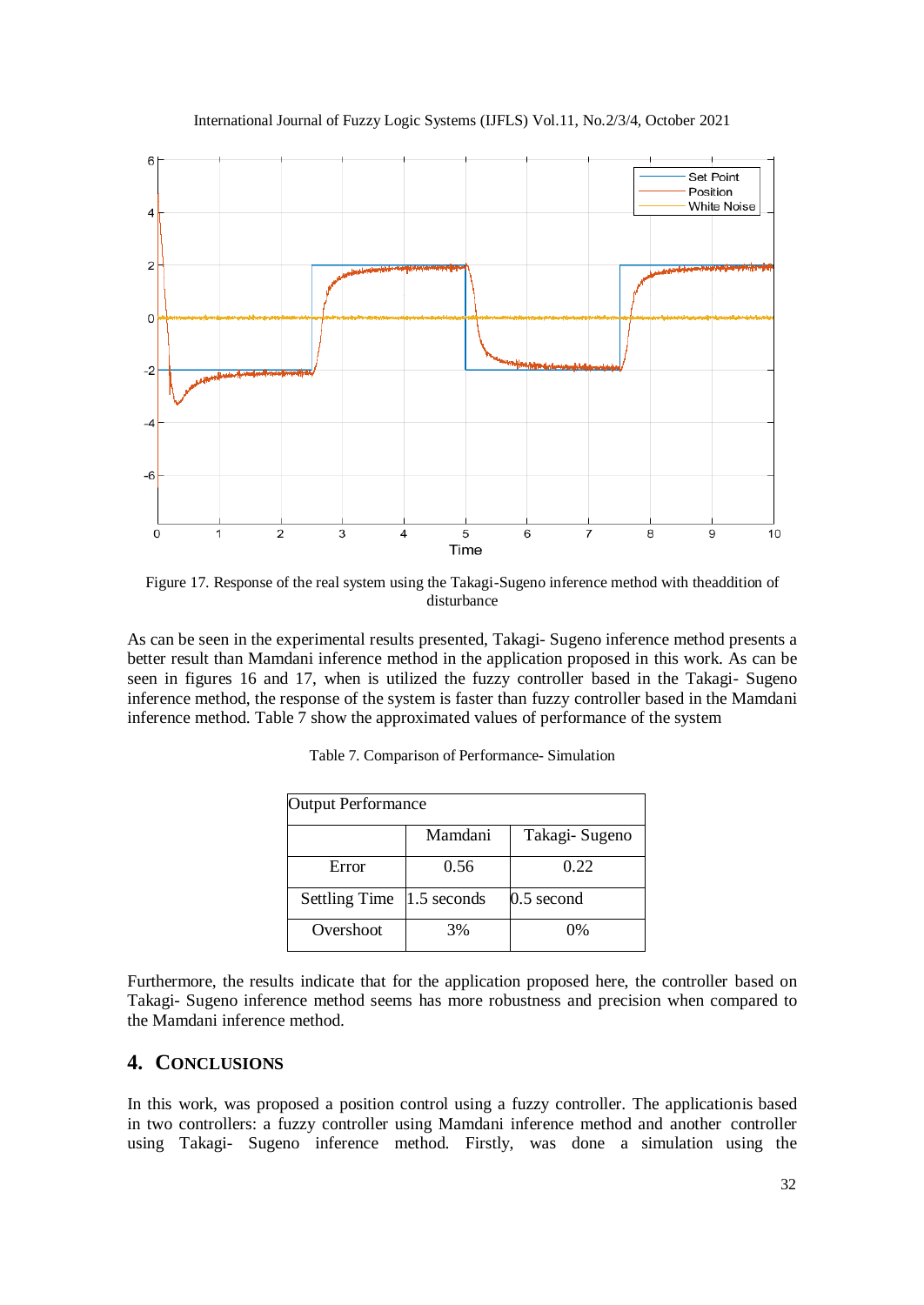Figure 17. Response of the real system using the Takagi-Sugeno inference method with theaddition of disturbance

As can be seen in the experimental results presented, Takagi- Sugeno inference method presents a better result than Mamdani inference method in the application proposed in this work. As can be seen in figures 16 and 17, when is utilized the fuzzy controller based in the Takagi- Sugeno inference method, the response of the system is faster than fuzzy controller based in the Mamdani inference method. Table 7 show the approximated values of performance of the system

Table 7. Comparison of Performance- Simulation

| Output Performance | | |
|---|---|---|
| | Mamdani | Takagi- Sugeno |
| Error | 0.56 | 0.22 |
| Settling Time | 1.5 seconds | 0.5 second |
| Overshoot | 3% | 0% |

Furthermore, the results indicate that for the application proposed here, the controller based on Takagi- Sugeno inference method seems has more robustness and precision when compared to the Mamdani inference method.

## 4. Conclusions

In this work, was proposed a position control using a fuzzy controller. The applicationis based in two controllers: a fuzzy controller using Mamdani inference method and another controller using Takagi- Sugeno inference method. Firstly, was done a simulation using the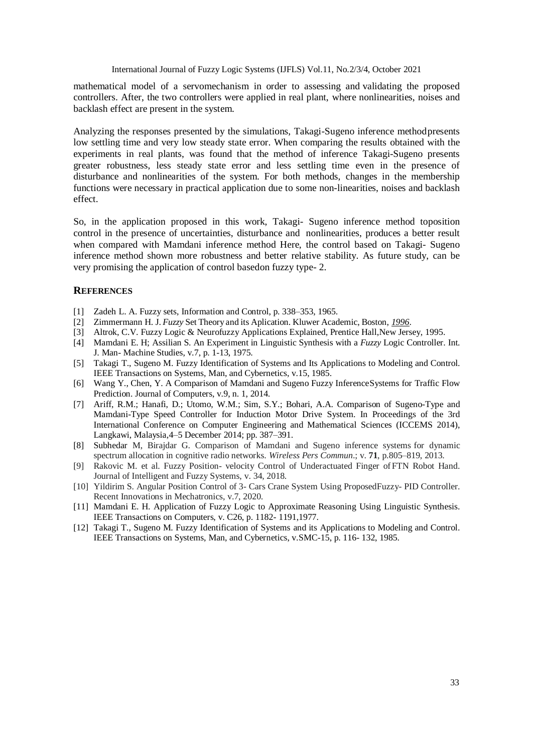mathematical model of a servomechanism in order to assessing and validating the proposed controllers. After, the two controllers were applied in real plant, where nonlinearities, noises and backlash effect are present in the system.

Analyzing the responses presented by the simulations, Takagi-Sugeno inference methodpresents low settling time and very low steady state error. When comparing the results obtained with the experiments in real plants, was found that the method of inference Takagi-Sugeno presents greater robustness, less steady state error and less settling time even in the presence of disturbance and nonlinearities of the system. For both methods, changes in the membership functions were necessary in practical application due to some non-linearities, noises and backlash effect.

So, in the application proposed in this work, Takagi- Sugeno inference method toposition control in the presence of uncertainties, disturbance and nonlinearities, produces a better result when compared with Mamdani inference method Here, the control based on Takagi- Sugeno inference method shown more robustness and better relative stability. As future study, can be very promising the application of control basedon fuzzy type- 2.

## REFERENCES

[1] Zadeh L. A. Fuzzy sets, Information and Control, p. 338–353, 1965.

[2] Zimmermann H. J. *Fuzzy* Set Theory and its Aplication. Kluwer Academic, Boston, *1996*.

[3] Altrok, C.V. Fuzzy Logic & Neurofuzzy Applications Explained, Prentice Hall,New Jersey, 1995.

[4] Mamdani E. H; Assilian S. An Experiment in Linguistic Synthesis with a *Fuzzy* Logic Controller. Int. J. Man- Machine Studies, v.7, p. 1-13, 1975.

[5] Takagi T., Sugeno M. Fuzzy Identification of Systems and Its Applications to Modeling and Control. IEEE Transactions on Systems, Man, and Cybernetics, v.15, 1985.

[6] Wang Y., Chen, Y. A Comparison of Mamdani and Sugeno Fuzzy InferenceSystems for Traffic Flow Prediction. Journal of Computers, v.9, n. 1, 2014.

[7] Ariff, R.M.; Hanafi, D.; Utomo, W.M.; Sim, S.Y.; Bohari, A.A. Comparison of Sugeno-Type and Mamdani-Type Speed Controller for Induction Motor Drive System. In Proceedings of the 3rd International Conference on Computer Engineering and Mathematical Sciences (ICCEMS 2014), Langkawi, Malaysia,4–5 December 2014; pp. 387–391.

[8] Subhedar M, Birajdar G. Comparison of Mamdani and Sugeno inference systems for dynamic spectrum allocation in cognitive radio networks. *Wireless Pers Commun*.; v. **71**, p.805–819, 2013.

[9] Rakovic M. et al. Fuzzy Position- velocity Control of Underactuated Finger of FTN Robot Hand. Journal of Intelligent and Fuzzy Systems, v. 34, 2018.

[10] Yildirim S. Angular Position Control of 3- Cars Crane System Using ProposedFuzzy- PID Controller. Recent Innovations in Mechatronics, v.7, 2020.

[11] Mamdani E. H. Application of Fuzzy Logic to Approximate Reasoning Using Linguistic Synthesis. IEEE Transactions on Computers, v. C26, p. 1182- 1191,1977.

[12] Takagi T., Sugeno M. Fuzzy Identification of Systems and its Applications to Modeling and Control. IEEE Transactions on Systems, Man, and Cybernetics, v.SMC-15, p. 116- 132, 1985.